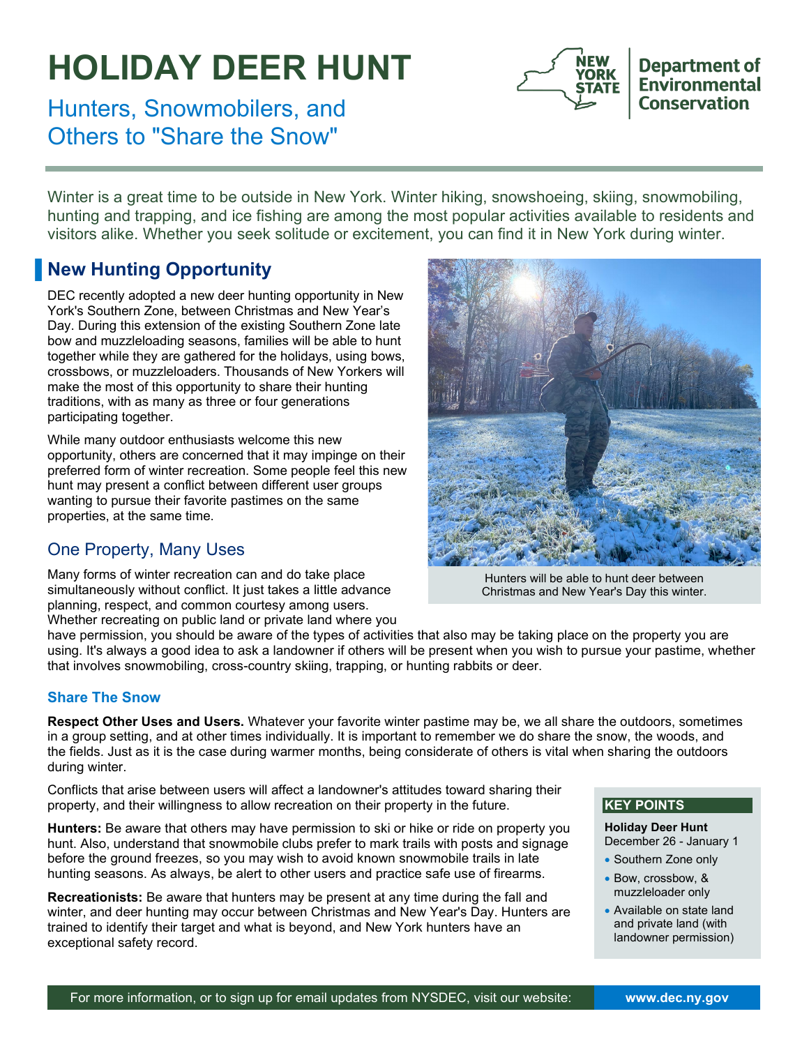# HOLIDAY DEER HUNT

## Hunters, Snowmobilers, and Others to "Share the Snow"

New York State Department of Environmental Conservation

Winter is a great time to be outside in New York. Winter hiking, snowshoeing, skiing, snowmobiling, hunting and trapping, and ice fishing are among the most popular activities available to residents and visitors alike. Whether you seek solitude or excitement, you can find it in New York during winter.

## New Hunting Opportunity

DEC recently adopted a new deer hunting opportunity in New York's Southern Zone, between Christmas and New Year's Day. During this extension of the existing Southern Zone late bow and muzzleloading seasons, families will be able to hunt together while they are gathered for the holidays, using bows, crossbows, or muzzleloaders. Thousands of New Yorkers will make the most of this opportunity to share their hunting traditions, with as many as three or four generations participating together.

While many outdoor enthusiasts welcome this new opportunity, others are concerned that it may impinge on their preferred form of winter recreation. Some people feel this new hunt may present a conflict between different user groups wanting to pursue their favorite pastimes on the same properties, at the same time.

Hunters will be able to hunt deer between Christmas and New Year's Day this winter.

### One Property, Many Uses

Many forms of winter recreation can and do take place simultaneously without conflict. It just takes a little advance planning, respect, and common courtesy among users. Whether recreating on public land or private land where you have permission, you should be aware of the types of activities that also may be taking place on the property you are using. It's always a good idea to ask a landowner if others will be present when you wish to pursue your pastime, whether that involves snowmobiling, cross-country skiing, trapping, or hunting rabbits or deer.

#### Share The Snow

**Respect Other Uses and Users.** Whatever your favorite winter pastime may be, we all share the outdoors, sometimes in a group setting, and at other times individually. It is important to remember we do share the snow, the woods, and the fields. Just as it is the case during warmer months, being considerate of others is vital when sharing the outdoors during winter.

Conflicts that arise between users will affect a landowner's attitudes toward sharing their property, and their willingness to allow recreation on their property in the future.

**Hunters:** Be aware that others may have permission to ski or hike or ride on property you hunt. Also, understand that snowmobile clubs prefer to mark trails with posts and signage before the ground freezes, so you may wish to avoid known snowmobile trails in late hunting seasons. As always, be alert to other users and practice safe use of firearms.

**Recreationists:** Be aware that hunters may be present at any time during the fall and winter, and deer hunting may occur between Christmas and New Year's Day. Hunters are trained to identify their target and what is beyond, and New York hunters have an exceptional safety record.

**KEY POINTS**

**Holiday Deer Hunt**
December 26 - January 1

- Southern Zone only
- Bow, crossbow, & muzzleloader only
- Available on state land and private land (with landowner permission)

For more information, or to sign up for email updates from NYSDEC, visit our website: **www.dec.ny.gov**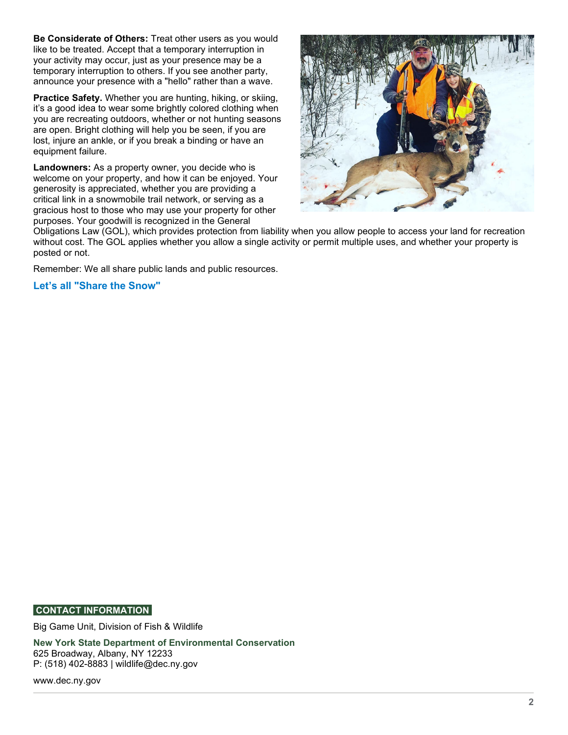**Be Considerate of Others:** Treat other users as you would like to be treated. Accept that a temporary interruption in your activity may occur, just as your presence may be a temporary interruption to others. If you see another party, announce your presence with a "hello" rather than a wave.

**Practice Safety.** Whether you are hunting, hiking, or skiing, it's a good idea to wear some brightly colored clothing when you are recreating outdoors, whether or not hunting seasons are open. Bright clothing will help you be seen, if you are lost, injure an ankle, or if you break a binding or have an equipment failure.

**Landowners:** As a property owner, you decide who is welcome on your property, and how it can be enjoyed. Your generosity is appreciated, whether you are providing a critical link in a snowmobile trail network, or serving as a gracious host to those who may use your property for other purposes. Your goodwill is recognized in the General Obligations Law (GOL), which provides protection from liability when you allow people to access your land for recreation without cost. The GOL applies whether you allow a single activity or permit multiple uses, and whether your property is posted or not.

Remember: We all share public lands and public resources.

**Let's all "Share the Snow"**

**CONTACT INFORMATION**

Big Game Unit, Division of Fish & Wildlife

**New York State Department of Environmental Conservation**
625 Broadway, Albany, NY 12233
P: (518) 402-8883 | wildlife@dec.ny.gov

www.dec.ny.gov